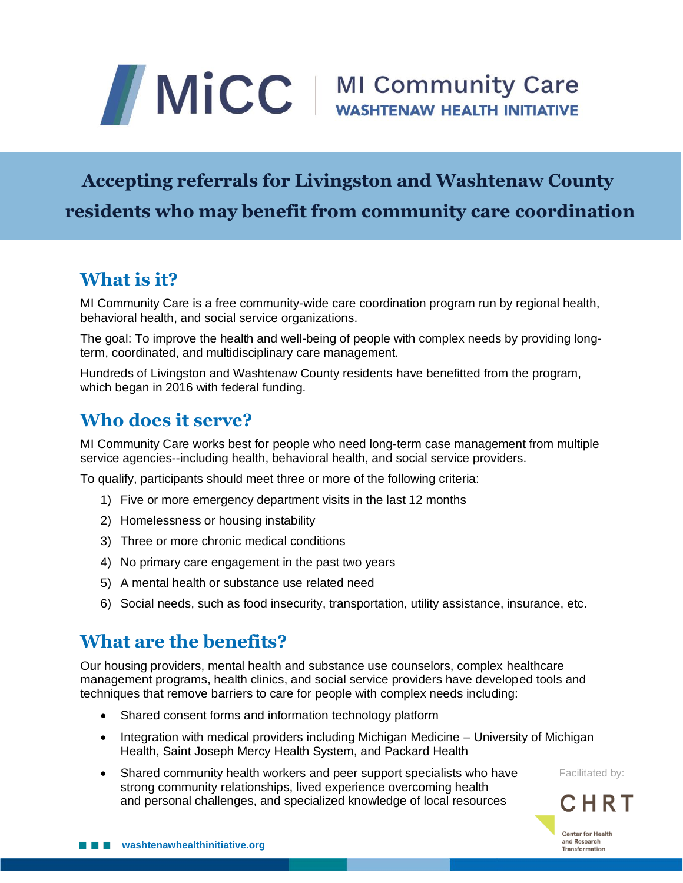# MiCC | MI Community Care

**WASHTENAW HEALTH INITIATIVE**

## Accepting referrals for Livingston and Washtenaw County residents who may benefit from community care coordination

## What is it?

MI Community Care is a free community-wide care coordination program run by regional health, behavioral health, and social service organizations.

The goal: To improve the health and well-being of people with complex needs by providing long-term, coordinated, and multidisciplinary care management.

Hundreds of Livingston and Washtenaw County residents have benefitted from the program, which began in 2016 with federal funding.

## Who does it serve?

MI Community Care works best for people who need long-term case management from multiple service agencies--including health, behavioral health, and social service providers.

To qualify, participants should meet three or more of the following criteria:

1) Five or more emergency department visits in the last 12 months
2) Homelessness or housing instability
3) Three or more chronic medical conditions
4) No primary care engagement in the past two years
5) A mental health or substance use related need
6) Social needs, such as food insecurity, transportation, utility assistance, insurance, etc.

## What are the benefits?

Our housing providers, mental health and substance use counselors, complex healthcare management programs, health clinics, and social service providers have developed tools and techniques that remove barriers to care for people with complex needs including:

- Shared consent forms and information technology platform
- Integration with medical providers including Michigan Medicine – University of Michigan Health, Saint Joseph Mercy Health System, and Packard Health
- Shared community health workers and peer support specialists who have strong community relationships, lived experience overcoming health and personal challenges, and specialized knowledge of local resources

Facilitated by: CHRT Center for Health and Research Transformation

washtenawhealthinitiative.org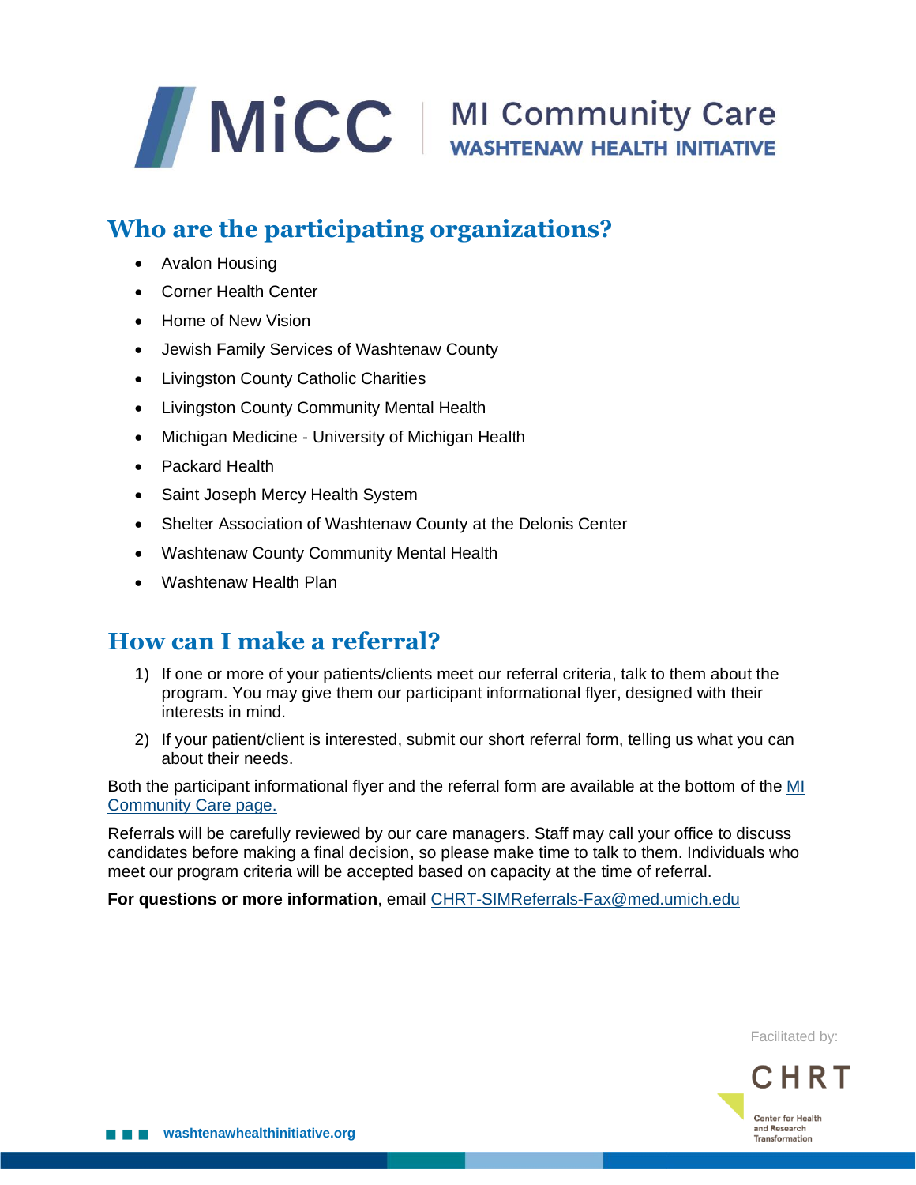# MiCC | MI Community Care
WASHTENAW HEALTH INITIATIVE

## Who are the participating organizations?

- Avalon Housing
- Corner Health Center
- Home of New Vision
- Jewish Family Services of Washtenaw County
- Livingston County Catholic Charities
- Livingston County Community Mental Health
- Michigan Medicine - University of Michigan Health
- Packard Health
- Saint Joseph Mercy Health System
- Shelter Association of Washtenaw County at the Delonis Center
- Washtenaw County Community Mental Health
- Washtenaw Health Plan

## How can I make a referral?

1) If one or more of your patients/clients meet our referral criteria, talk to them about the program. You may give them our participant informational flyer, designed with their interests in mind.
2) If your patient/client is interested, submit our short referral form, telling us what you can about their needs.

Both the participant informational flyer and the referral form are available at the bottom of the MI Community Care page.

Referrals will be carefully reviewed by our care managers. Staff may call your office to discuss candidates before making a final decision, so please make time to talk to them. Individuals who meet our program criteria will be accepted based on capacity at the time of referral.

**For questions or more information**, email CHRT-SIMReferrals-Fax@med.umich.edu

Facilitated by:

CHRT
Center for Health and Research Transformation

washtenawhealthinitiative.org